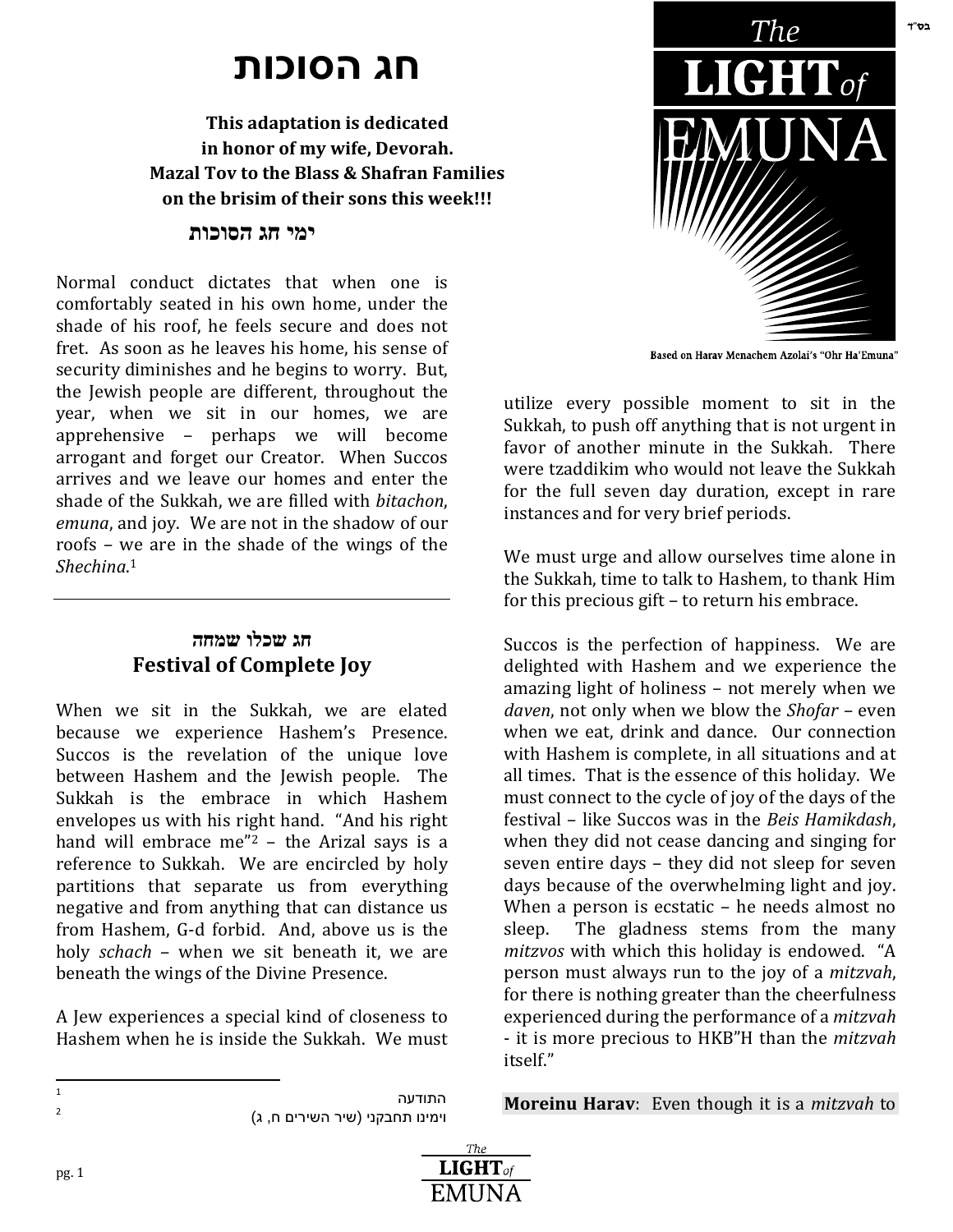בס"ד

# חג הסוכות

**This adaptation is dedicated in honor of my wife, Devorah. Mazal Tov to the Blass & Shafran Families on the brisim of their sons this week!!!**

The LIGHT of EMUNA

Based on Harav Menachem Azolai's "Ohr Ha'Emuna"

### ימי חג הסוכות

Normal conduct dictates that when one is comfortably seated in his own home, under the shade of his roof, he feels secure and does not fret. As soon as he leaves his home, his sense of security diminishes and he begins to worry. But, the Jewish people are different, throughout the year, when we sit in our homes, we are apprehensive – perhaps we will become arrogant and forget our Creator. When Succos arrives and we leave our homes and enter the shade of the Sukkah, we are filled with *bitachon*, *emuna*, and joy. We are not in the shadow of our roofs – we are in the shade of the wings of the *Shechina*.[1]

---

## חג שכלו שמחה
## Festival of Complete Joy

When we sit in the Sukkah, we are elated because we experience Hashem's Presence. Succos is the revelation of the unique love between Hashem and the Jewish people. The Sukkah is the embrace in which Hashem envelopes us with his right hand. "And his right hand will embrace me"[2] – the Arizal says is a reference to Sukkah. We are encircled by holy partitions that separate us from everything negative and from anything that can distance us from Hashem, G-d forbid. And, above us is the holy *schach* – when we sit beneath it, we are beneath the wings of the Divine Presence.

A Jew experiences a special kind of closeness to Hashem when he is inside the Sukkah. We must utilize every possible moment to sit in the Sukkah, to push off anything that is not urgent in favor of another minute in the Sukkah. There were tzaddikim who would not leave the Sukkah for the full seven day duration, except in rare instances and for very brief periods.

We must urge and allow ourselves time alone in the Sukkah, time to talk to Hashem, to thank Him for this precious gift – to return his embrace.

Succos is the perfection of happiness. We are delighted with Hashem and we experience the amazing light of holiness – not merely when we *daven*, not only when we blow the *Shofar* – even when we eat, drink and dance. Our connection with Hashem is complete, in all situations and at all times. That is the essence of this holiday. We must connect to the cycle of joy of the days of the festival – like Succos was in the *Beis Hamikdash*, when they did not cease dancing and singing for seven entire days – they did not sleep for seven days because of the overwhelming light and joy. When a person is ecstatic – he needs almost no sleep. The gladness stems from the many *mitzvos* with which this holiday is endowed. "A person must always run to the joy of a *mitzvah*, for there is nothing greater than the cheerfulness experienced during the performance of a *mitzvah* - it is more precious to HKB"H than the *mitzvah* itself."

**Moreinu Harav**: Even though it is a *mitzvah* to

---

[1] התודעה

[2] וימינו תחבקני (שיר השירים ח, ג)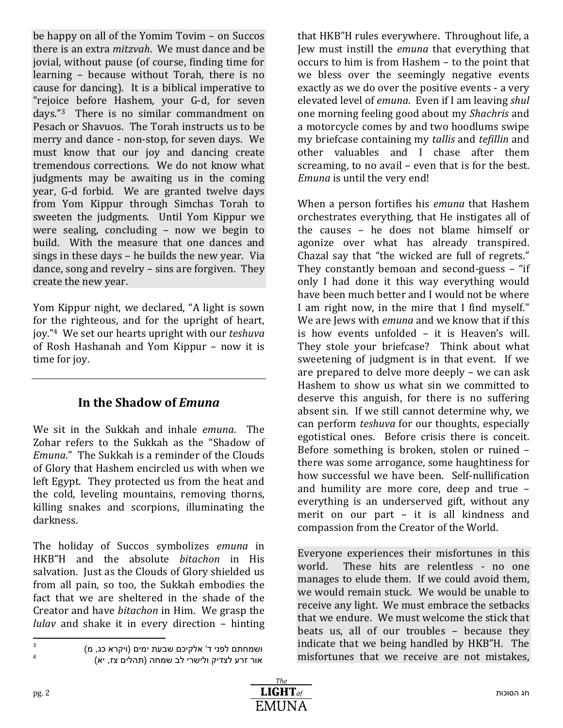be happy on all of the Yomim Tovim – on Succos there is an extra *mitzvah*. We must dance and be jovial, without pause (of course, finding time for learning – because without Torah, there is no cause for dancing). It is a biblical imperative to "rejoice before Hashem, your G-d, for seven days."[3] There is no similar commandment on Pesach or Shavuos. The Torah instructs us to be merry and dance - non-stop, for seven days. We must know that our joy and dancing create tremendous corrections. We do not know what judgments may be awaiting us in the coming year, G-d forbid. We are granted twelve days from Yom Kippur through Simchas Torah to sweeten the judgments. Until Yom Kippur we were sealing, concluding – now we begin to build. With the measure that one dances and sings in these days – he builds the new year. Via dance, song and revelry – sins are forgiven. They create the new year.

Yom Kippur night, we declared, "A light is sown for the righteous, and for the upright of heart, joy."[4] We set our hearts upright with our *teshuva* of Rosh Hashanah and Yom Kippur – now it is time for joy.

## In the Shadow of *Emuna*

We sit in the Sukkah and inhale *emuna*. The Zohar refers to the Sukkah as the "Shadow of *Emuna*." The Sukkah is a reminder of the Clouds of Glory that Hashem encircled us with when we left Egypt. They protected us from the heat and the cold, leveling mountains, removing thorns, killing snakes and scorpions, illuminating the darkness.

The holiday of Succos symbolizes *emuna* in HKB"H and the absolute *bitachon* in His salvation. Just as the Clouds of Glory shielded us from all pain, so too, the Sukkah embodies the fact that we are sheltered in the shade of the Creator and have *bitachon* in Him. We grasp the *lulav* and shake it in every direction – hinting that HKB"H rules everywhere. Throughout life, a Jew must instill the *emuna* that everything that occurs to him is from Hashem – to the point that we bless over the seemingly negative events exactly as we do over the positive events - a very elevated level of *emuna*. Even if I am leaving *shul* one morning feeling good about my *Shachris* and a motorcycle comes by and two hoodlums swipe my briefcase containing my *tallis* and *tefillin* and other valuables and I chase after them screaming, to no avail – even that is for the best. *Emuna* is until the very end!

When a person fortifies his *emuna* that Hashem orchestrates everything, that He instigates all of the causes – he does not blame himself or agonize over what has already transpired. Chazal say that "the wicked are full of regrets." They constantly bemoan and second-guess – "if only I had done it this way everything would have been much better and I would not be where I am right now, in the mire that I find myself." We are Jews with *emuna* and we know that if this is how events unfolded – it is Heaven's will. They stole your briefcase? Think about what sweetening of judgment is in that event. If we are prepared to delve more deeply – we can ask Hashem to show us what sin we committed to deserve this anguish, for there is no suffering absent sin. If we still cannot determine why, we can perform *teshuva* for our thoughts, especially egotistical ones. Before crisis there is conceit. Before something is broken, stolen or ruined – there was some arrogance, some haughtiness for how successful we have been. Self-nullification and humility are more core, deep and true – everything is an underserved gift, without any merit on our part – it is all kindness and compassion from the Creator of the World.

Everyone experiences their misfortunes in this world. These hits are relentless - no one manages to elude them. If we could avoid them, we would remain stuck. We would be unable to receive any light. We must embrace the setbacks that we endure. We must welcome the stick that beats us, all of our troubles – because they indicate that we being handled by HKB"H. The misfortunes that we receive are not mistakes,

---

[3] ושמחתם לפני ד' אלקיכם שבעת ימים (ויקרא כג, מ)

[4] אור זרע לצדיק ולישרי לב שמחה (תהלים צז, יא)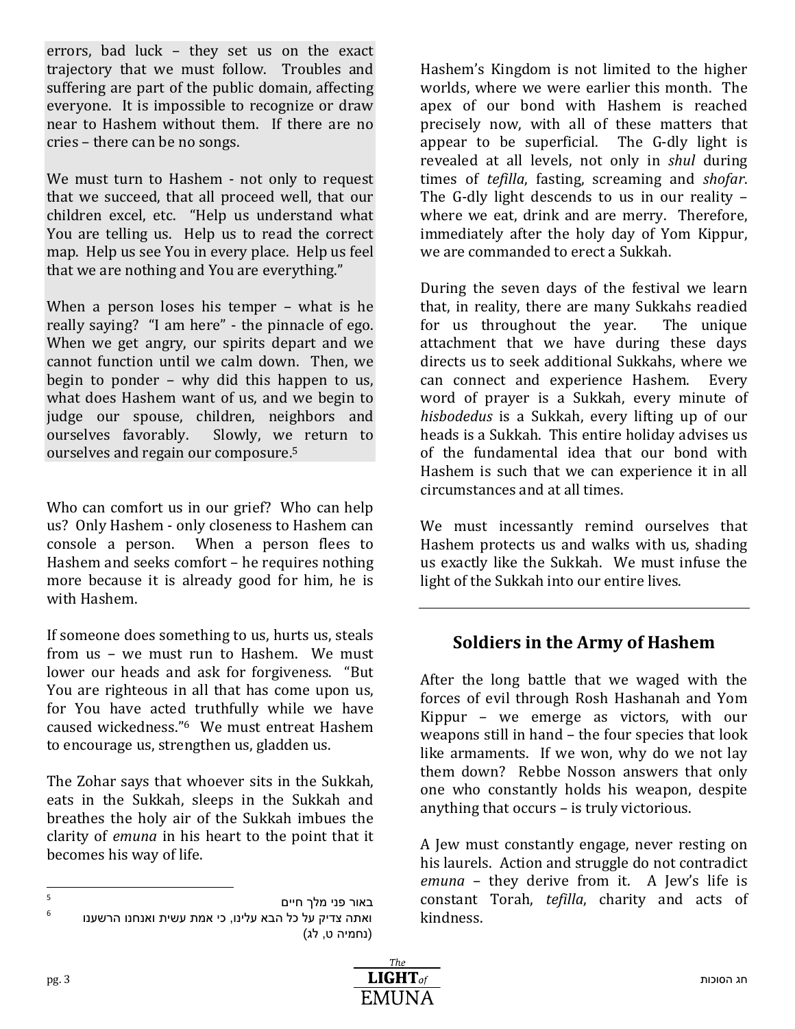errors, bad luck – they set us on the exact trajectory that we must follow. Troubles and suffering are part of the public domain, affecting everyone. It is impossible to recognize or draw near to Hashem without them. If there are no cries – there can be no songs.

We must turn to Hashem - not only to request that we succeed, that all proceed well, that our children excel, etc. "Help us understand what You are telling us. Help us to read the correct map. Help us see You in every place. Help us feel that we are nothing and You are everything."

When a person loses his temper – what is he really saying? "I am here" - the pinnacle of ego. When we get angry, our spirits depart and we cannot function until we calm down. Then, we begin to ponder – why did this happen to us, what does Hashem want of us, and we begin to judge our spouse, children, neighbors and ourselves favorably. Slowly, we return to ourselves and regain our composure.[5]

Who can comfort us in our grief? Who can help us? Only Hashem - only closeness to Hashem can console a person. When a person flees to Hashem and seeks comfort – he requires nothing more because it is already good for him, he is with Hashem.

If someone does something to us, hurts us, steals from us – we must run to Hashem. We must lower our heads and ask for forgiveness. "But You are righteous in all that has come upon us, for You have acted truthfully while we have caused wickedness."[6] We must entreat Hashem to encourage us, strengthen us, gladden us.

The Zohar says that whoever sits in the Sukkah, eats in the Sukkah, sleeps in the Sukkah and breathes the holy air of the Sukkah imbues the clarity of *emuna* in his heart to the point that it becomes his way of life.

Hashem's Kingdom is not limited to the higher worlds, where we were earlier this month. The apex of our bond with Hashem is reached precisely now, with all of these matters that appear to be superficial. The G-dly light is revealed at all levels, not only in *shul* during times of *tefilla*, fasting, screaming and *shofar*. The G-dly light descends to us in our reality – where we eat, drink and are merry. Therefore, immediately after the holy day of Yom Kippur, we are commanded to erect a Sukkah.

During the seven days of the festival we learn that, in reality, there are many Sukkahs readied for us throughout the year. The unique attachment that we have during these days directs us to seek additional Sukkahs, where we can connect and experience Hashem. Every word of prayer is a Sukkah, every minute of *hisbodedus* is a Sukkah, every lifting up of our heads is a Sukkah. This entire holiday advises us of the fundamental idea that our bond with Hashem is such that we can experience it in all circumstances and at all times.

We must incessantly remind ourselves that Hashem protects us and walks with us, shading us exactly like the Sukkah. We must infuse the light of the Sukkah into our entire lives.

## Soldiers in the Army of Hashem

After the long battle that we waged with the forces of evil through Rosh Hashanah and Yom Kippur – we emerge as victors, with our weapons still in hand – the four species that look like armaments. If we won, why do we not lay them down? Rebbe Nosson answers that only one who constantly holds his weapon, despite anything that occurs – is truly victorious.

A Jew must constantly engage, never resting on his laurels. Action and struggle do not contradict *emuna* – they derive from it. A Jew's life is constant Torah, *tefilla*, charity and acts of kindness.

---

[5] באור פני מלך חיים

[6] ואתה צדיק על כל הבא עלינו, כי אמת עשית ואנחנו הרשענו (נחמיה ט, לג)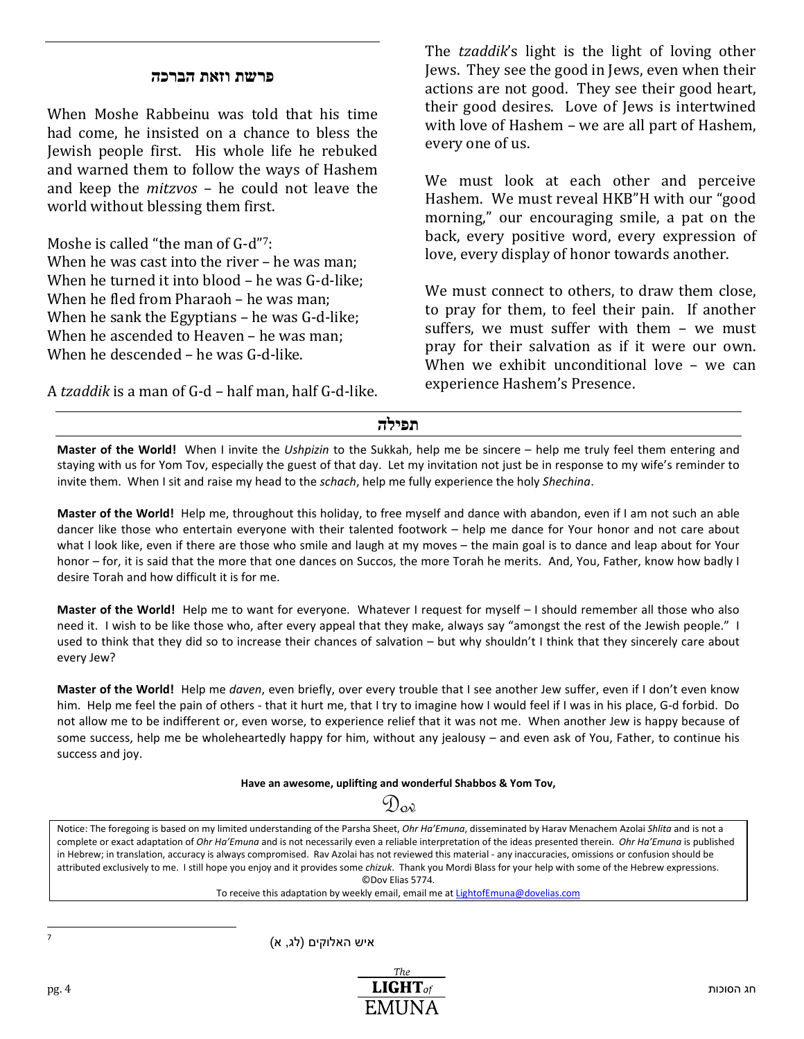## פרשת וזאת הברכה

When Moshe Rabbeinu was told that his time had come, he insisted on a chance to bless the Jewish people first. His whole life he rebuked and warned them to follow the ways of Hashem and keep the *mitzvos* – he could not leave the world without blessing them first.

Moshe is called "the man of G-d"[7]:
When he was cast into the river – he was man;
When he turned it into blood – he was G-d-like;
When he fled from Pharaoh – he was man;
When he sank the Egyptians – he was G-d-like;
When he ascended to Heaven – he was man;
When he descended – he was G-d-like.

A *tzaddik* is a man of G-d – half man, half G-d-like.

The *tzaddik*'s light is the light of loving other Jews. They see the good in Jews, even when their actions are not good. They see their good heart, their good desires. Love of Jews is intertwined with love of Hashem – we are all part of Hashem, every one of us.

We must look at each other and perceive Hashem. We must reveal HKB"H with our "good morning," our encouraging smile, a pat on the back, every positive word, every expression of love, every display of honor towards another.

We must connect to others, to draw them close, to pray for them, to feel their pain. If another suffers, we must suffer with them – we must pray for their salvation as if it were our own. When we exhibit unconditional love – we can experience Hashem's Presence.

## תפילה

**Master of the World!** When I invite the *Ushpizin* to the Sukkah, help me be sincere – help me truly feel them entering and staying with us for Yom Tov, especially the guest of that day. Let my invitation not just be in response to my wife's reminder to invite them. When I sit and raise my head to the *schach*, help me fully experience the holy *Shechina*.

**Master of the World!** Help me, throughout this holiday, to free myself and dance with abandon, even if I am not such an able dancer like those who entertain everyone with their talented footwork – help me dance for Your honor and not care about what I look like, even if there are those who smile and laugh at my moves – the main goal is to dance and leap about for Your honor – for, it is said that the more that one dances on Succos, the more Torah he merits. And, You, Father, know how badly I desire Torah and how difficult it is for me.

**Master of the World!** Help me to want for everyone. Whatever I request for myself – I should remember all those who also need it. I wish to be like those who, after every appeal that they make, always say "amongst the rest of the Jewish people." I used to think that they did so to increase their chances of salvation – but why shouldn't I think that they sincerely care about every Jew?

**Master of the World!** Help me *daven*, even briefly, over every trouble that I see another Jew suffer, even if I don't even know him. Help me feel the pain of others - that it hurt me, that I try to imagine how I would feel if I was in his place, G-d forbid. Do not allow me to be indifferent or, even worse, to experience relief that it was not me. When another Jew is happy because of some success, help me be wholeheartedly happy for him, without any jealousy – and even ask of You, Father, to continue his success and joy.

**Have an awesome, uplifting and wonderful Shabbos & Yom Tov,**

Dov

Notice: The foregoing is based on my limited understanding of the Parsha Sheet, *Ohr Ha'Emuna*, disseminated by Harav Menachem Azolai *Shlita* and is not a complete or exact adaptation of *Ohr Ha'Emuna* and is not necessarily even a reliable interpretation of the ideas presented therein. *Ohr Ha'Emuna* is published in Hebrew; in translation, accuracy is always compromised. Rav Azolai has not reviewed this material - any inaccuracies, omissions or confusion should be attributed exclusively to me. I still hope you enjoy and it provides some *chizuk*. Thank you Mordi Blass for your help with some of the Hebrew expressions.
©Dov Elias 5774.
To receive this adaptation by weekly email, email me at LightofEmuna@dovelias.com

---

[7] איש האלוקים (לג, א)